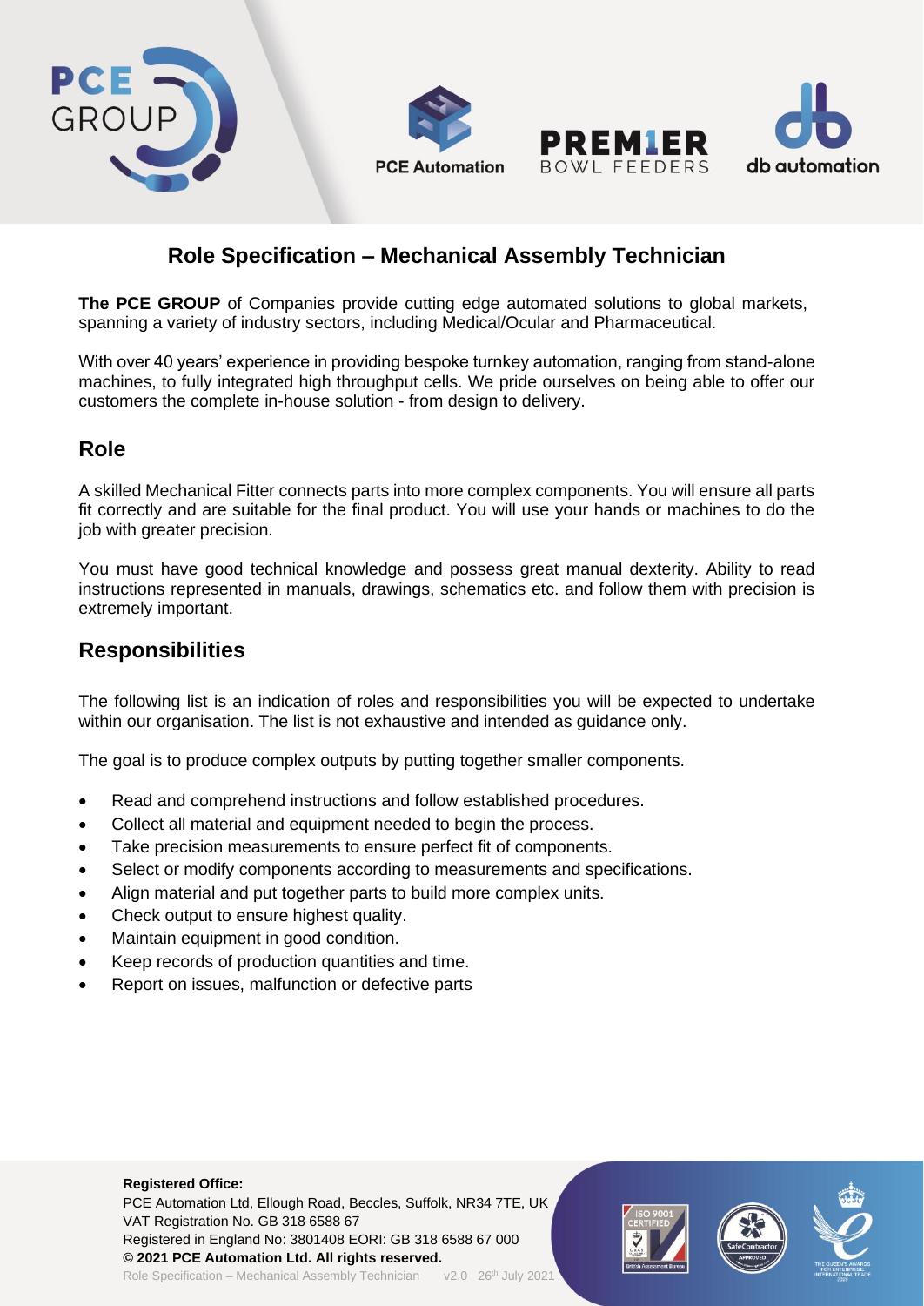# Role Specification – Mechanical Assembly Technician

**The PCE GROUP** of Companies provide cutting edge automated solutions to global markets, spanning a variety of industry sectors, including Medical/Ocular and Pharmaceutical.

With over 40 years' experience in providing bespoke turnkey automation, ranging from stand-alone machines, to fully integrated high throughput cells. We pride ourselves on being able to offer our customers the complete in-house solution - from design to delivery.

## Role

A skilled Mechanical Fitter connects parts into more complex components. You will ensure all parts fit correctly and are suitable for the final product. You will use your hands or machines to do the job with greater precision.

You must have good technical knowledge and possess great manual dexterity. Ability to read instructions represented in manuals, drawings, schematics etc. and follow them with precision is extremely important.

## Responsibilities

The following list is an indication of roles and responsibilities you will be expected to undertake within our organisation. The list is not exhaustive and intended as guidance only.

The goal is to produce complex outputs by putting together smaller components.

- Read and comprehend instructions and follow established procedures.
- Collect all material and equipment needed to begin the process.
- Take precision measurements to ensure perfect fit of components.
- Select or modify components according to measurements and specifications.
- Align material and put together parts to build more complex units.
- Check output to ensure highest quality.
- Maintain equipment in good condition.
- Keep records of production quantities and time.
- Report on issues, malfunction or defective parts

**Registered Office:**
PCE Automation Ltd, Ellough Road, Beccles, Suffolk, NR34 7TE, UK
VAT Registration No. GB 318 6588 67
Registered in England No: 3801408 EORI: GB 318 6588 67 000
**© 2021 PCE Automation Ltd. All rights reserved.**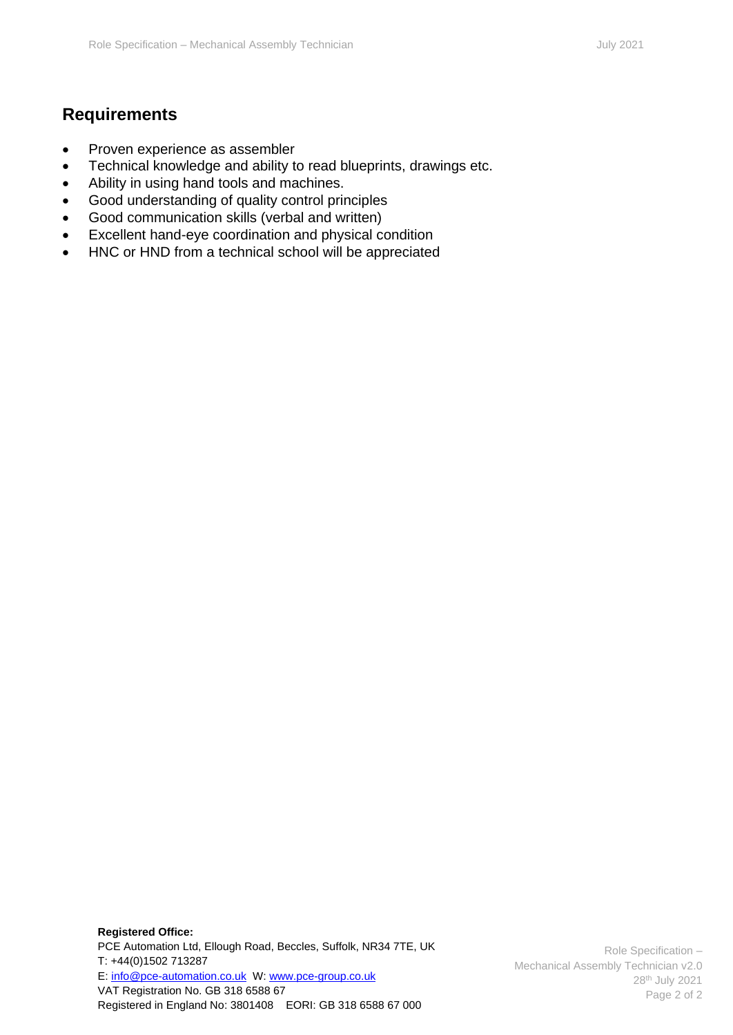## Requirements

- Proven experience as assembler
- Technical knowledge and ability to read blueprints, drawings etc.
- Ability in using hand tools and machines.
- Good understanding of quality control principles
- Good communication skills (verbal and written)
- Excellent hand-eye coordination and physical condition
- HNC or HND from a technical school will be appreciated